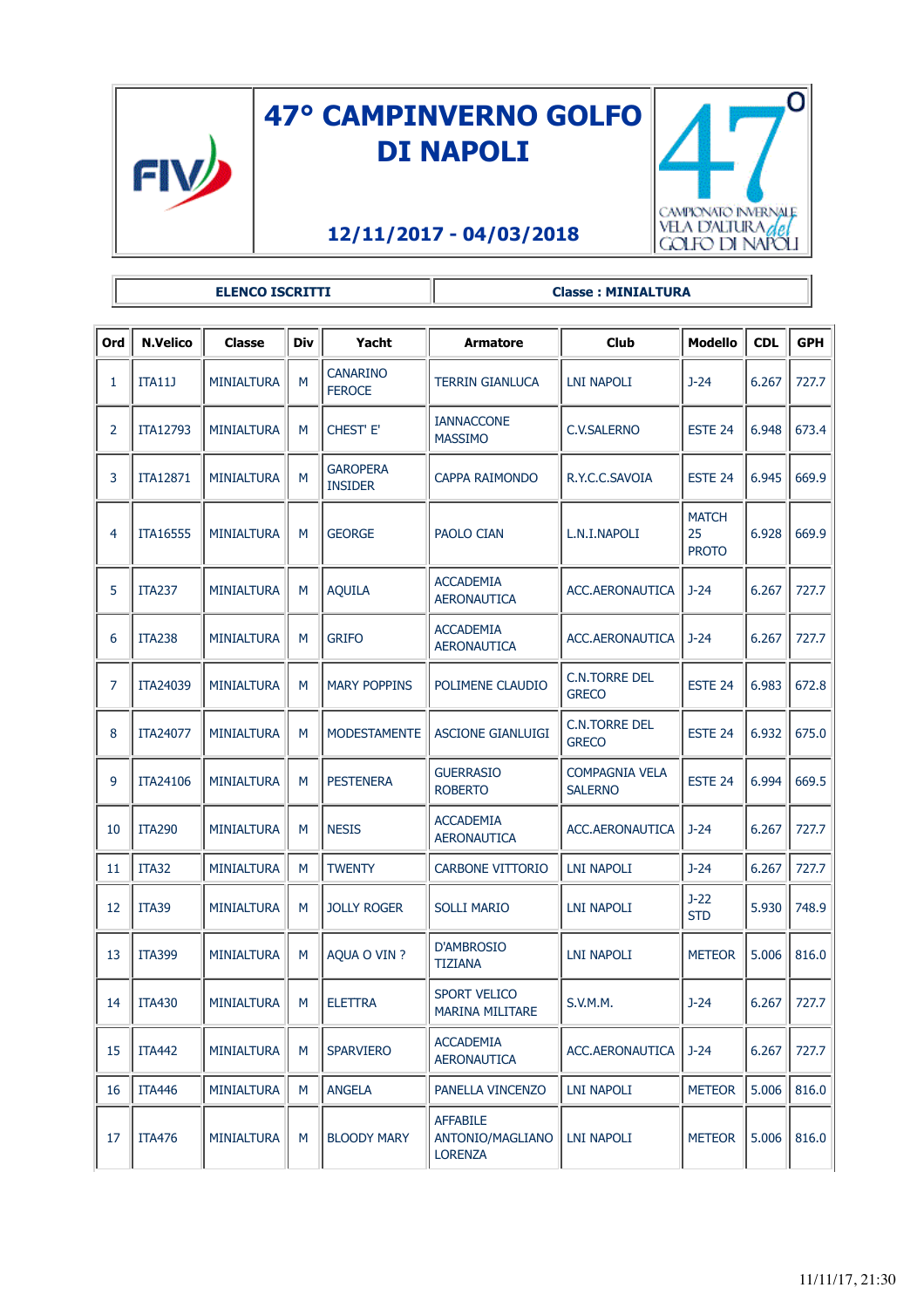# 47° CAMPINVERNO GOLFO DI NAPOLI

**12/11/2017 - 04/03/2018**

| ELENCO ISCRITTI | Classe : MINIALTURA |
|---|---|

| Ord | N.Velico | Classe | Div | Yacht | Armatore | Club | Modello | CDL | GPH |
|---|---|---|---|---|---|---|---|---|---|
| 1 | ITA11J | MINIALTURA | M | CANARINO FEROCE | TERRIN GIANLUCA | LNI NAPOLI | J-24 | 6.267 | 727.7 |
| 2 | ITA12793 | MINIALTURA | M | CHEST' E' | IANNACCONE MASSIMO | C.V.SALERNO | ESTE 24 | 6.948 | 673.4 |
| 3 | ITA12871 | MINIALTURA | M | GAROPERA INSIDER | CAPPA RAIMONDO | R.Y.C.C.SAVOIA | ESTE 24 | 6.945 | 669.9 |
| 4 | ITA16555 | MINIALTURA | M | GEORGE | PAOLO CIAN | L.N.I.NAPOLI | MATCH 25 PROTO | 6.928 | 669.9 |
| 5 | ITA237 | MINIALTURA | M | AQUILA | ACCADEMIA AERONAUTICA | ACC.AERONAUTICA | J-24 | 6.267 | 727.7 |
| 6 | ITA238 | MINIALTURA | M | GRIFO | ACCADEMIA AERONAUTICA | ACC.AERONAUTICA | J-24 | 6.267 | 727.7 |
| 7 | ITA24039 | MINIALTURA | M | MARY POPPINS | POLIMENE CLAUDIO | C.N.TORRE DEL GRECO | ESTE 24 | 6.983 | 672.8 |
| 8 | ITA24077 | MINIALTURA | M | MODESTAMENTE | ASCIONE GIANLUIGI | C.N.TORRE DEL GRECO | ESTE 24 | 6.932 | 675.0 |
| 9 | ITA24106 | MINIALTURA | M | PESTENERA | GUERRASIO ROBERTO | COMPAGNIA VELA SALERNO | ESTE 24 | 6.994 | 669.5 |
| 10 | ITA290 | MINIALTURA | M | NESIS | ACCADEMIA AERONAUTICA | ACC.AERONAUTICA | J-24 | 6.267 | 727.7 |
| 11 | ITA32 | MINIALTURA | M | TWENTY | CARBONE VITTORIO | LNI NAPOLI | J-24 | 6.267 | 727.7 |
| 12 | ITA39 | MINIALTURA | M | JOLLY ROGER | SOLLI MARIO | LNI NAPOLI | J-22 STD | 5.930 | 748.9 |
| 13 | ITA399 | MINIALTURA | M | AQUA O VIN ? | D'AMBROSIO TIZIANA | LNI NAPOLI | METEOR | 5.006 | 816.0 |
| 14 | ITA430 | MINIALTURA | M | ELETTRA | SPORT VELICO MARINA MILITARE | S.V.M.M. | J-24 | 6.267 | 727.7 |
| 15 | ITA442 | MINIALTURA | M | SPARVIERO | ACCADEMIA AERONAUTICA | ACC.AERONAUTICA | J-24 | 6.267 | 727.7 |
| 16 | ITA446 | MINIALTURA | M | ANGELA | PANELLA VINCENZO | LNI NAPOLI | METEOR | 5.006 | 816.0 |
| 17 | ITA476 | MINIALTURA | M | BLOODY MARY | AFFABILE ANTONIO/MAGLIANO LORENZA | LNI NAPOLI | METEOR | 5.006 | 816.0 |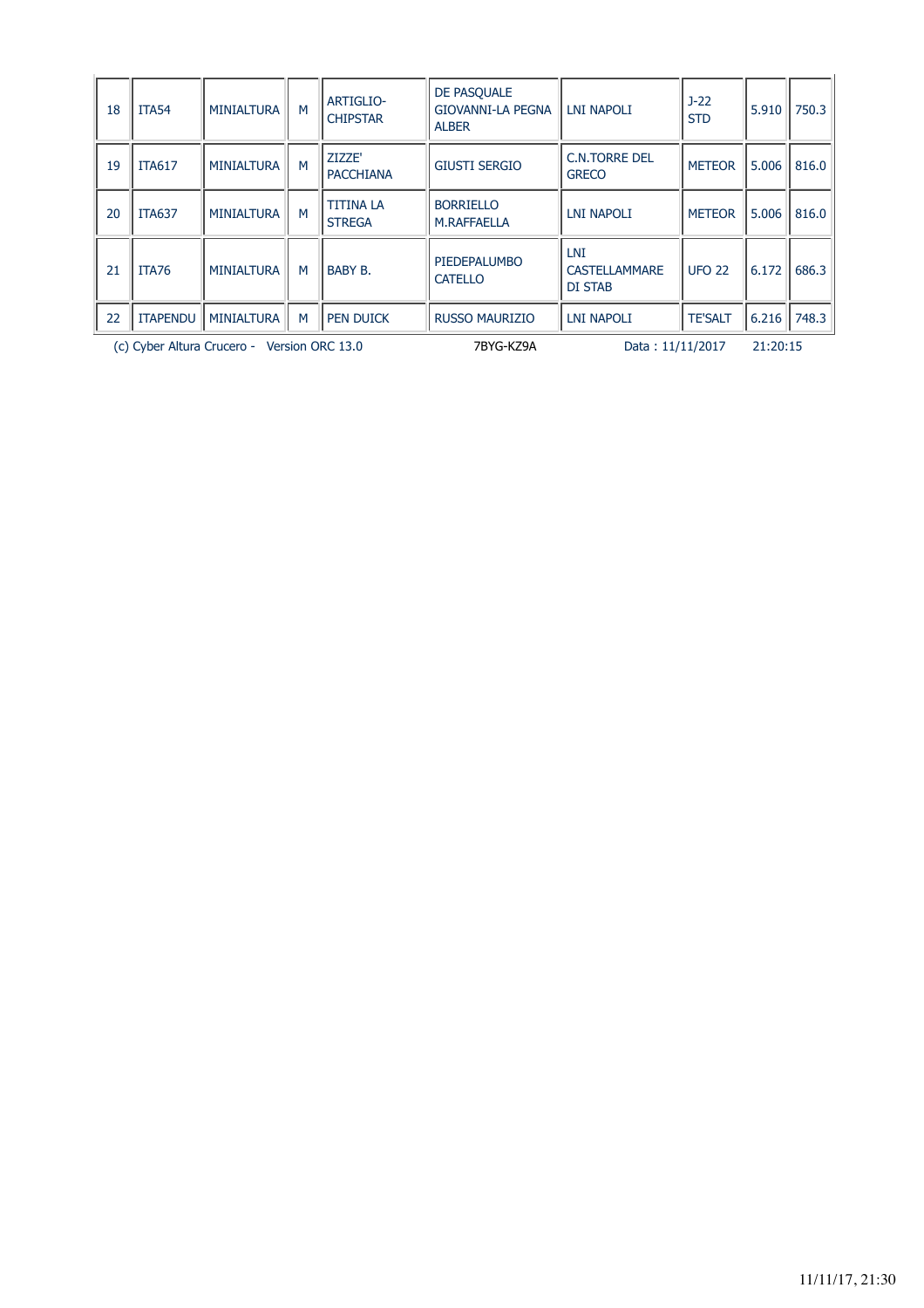| | | | | | | | | | |
|---|---|---|---|---|---|---|---|---|---|
| 18 | ITA54 | MINIALTURA | M | ARTIGLIO-CHIPSTAR | DE PASQUALE GIOVANNI-LA PEGNA ALBER | LNI NAPOLI | J-22 STD | 5.910 | 750.3 |
| 19 | ITA617 | MINIALTURA | M | ZIZZE' PACCHIANA | GIUSTI SERGIO | C.N.TORRE DEL GRECO | METEOR | 5.006 | 816.0 |
| 20 | ITA637 | MINIALTURA | M | TITINA LA STREGA | BORRIELLO M.RAFFAELLA | LNI NAPOLI | METEOR | 5.006 | 816.0 |
| 21 | ITA76 | MINIALTURA | M | BABY B. | PIEDEPALUMBO CATELLO | LNI CASTELLAMMARE DI STAB | UFO 22 | 6.172 | 686.3 |
| 22 | ITAPENDU | MINIALTURA | M | PEN DUICK | RUSSO MAURIZIO | LNI NAPOLI | TE'SALT | 6.216 | 748.3 |

(c) Cyber Altura Crucero - Version ORC 13.0 7BYG-KZ9A Data : 11/11/2017 21:20:15